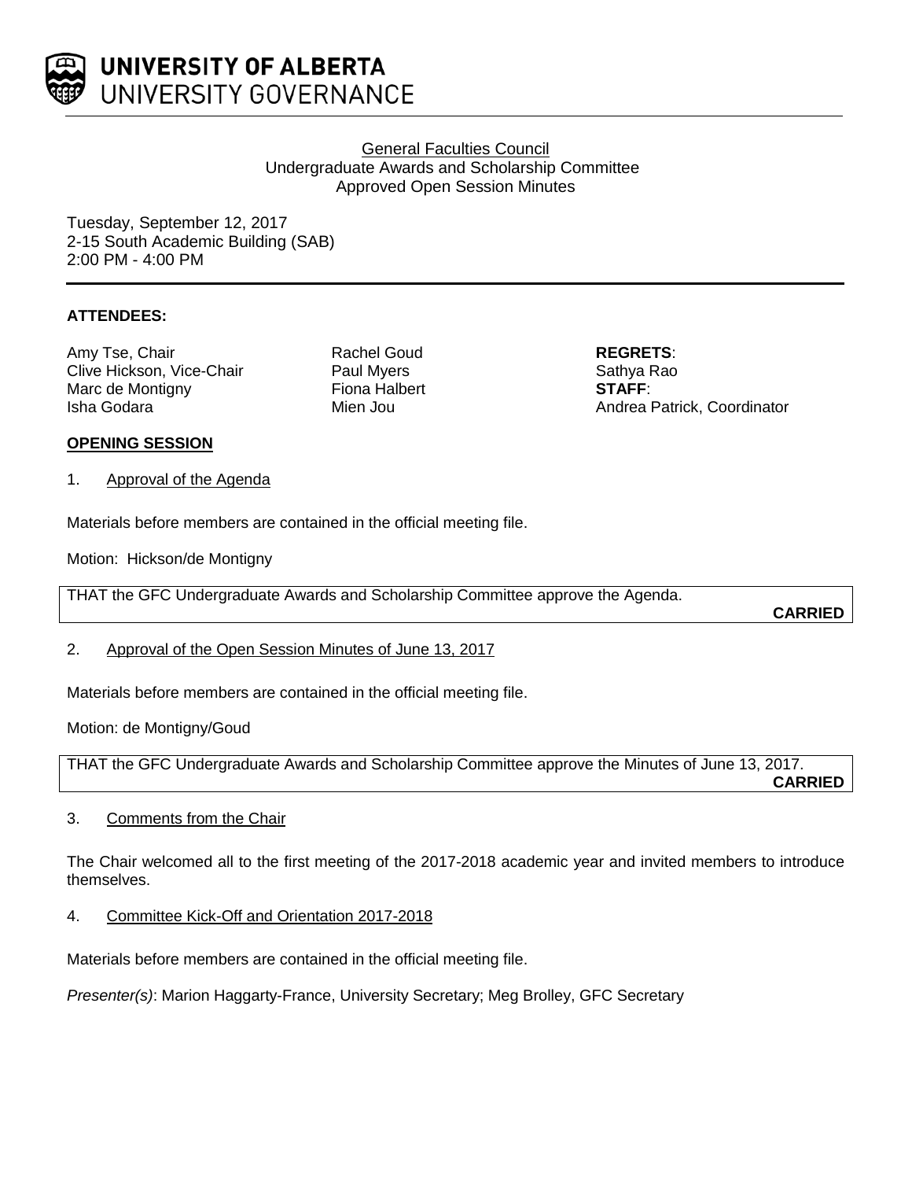**UNIVERSITY OF ALBERTA**
UNIVERSITY GOVERNANCE

General Faculties Council
Undergraduate Awards and Scholarship Committee
Approved Open Session Minutes

Tuesday, September 12, 2017
2-15 South Academic Building (SAB)
2:00 PM - 4:00 PM

**ATTENDEES:**

| | | |
|---|---|---|
| Amy Tse, Chair | Rachel Goud | **REGRETS**: |
| Clive Hickson, Vice-Chair | Paul Myers | Sathya Rao |
| Marc de Montigny | Fiona Halbert | **STAFF**: |
| Isha Godara | Mien Jou | Andrea Patrick, Coordinator |

**OPENING SESSION**

1. Approval of the Agenda

Materials before members are contained in the official meeting file.

Motion: Hickson/de Montigny

THAT the GFC Undergraduate Awards and Scholarship Committee approve the Agenda.

**CARRIED**

2. Approval of the Open Session Minutes of June 13, 2017

Materials before members are contained in the official meeting file.

Motion: de Montigny/Goud

THAT the GFC Undergraduate Awards and Scholarship Committee approve the Minutes of June 13, 2017.

**CARRIED**

3. Comments from the Chair

The Chair welcomed all to the first meeting of the 2017-2018 academic year and invited members to introduce themselves.

4. Committee Kick-Off and Orientation 2017-2018

Materials before members are contained in the official meeting file.

*Presenter(s)*: Marion Haggarty-France, University Secretary; Meg Brolley, GFC Secretary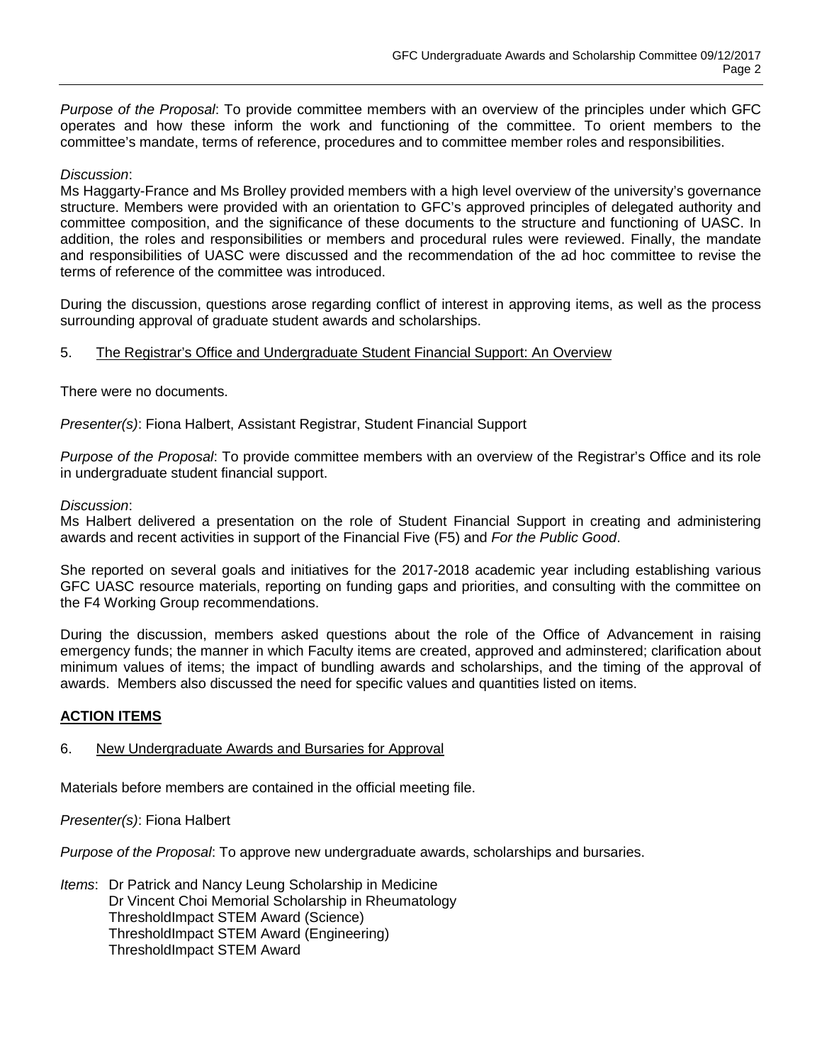*Purpose of the Proposal*: To provide committee members with an overview of the principles under which GFC operates and how these inform the work and functioning of the committee. To orient members to the committee's mandate, terms of reference, procedures and to committee member roles and responsibilities.

*Discussion*:
Ms Haggarty-France and Ms Brolley provided members with a high level overview of the university's governance structure. Members were provided with an orientation to GFC's approved principles of delegated authority and committee composition, and the significance of these documents to the structure and functioning of UASC. In addition, the roles and responsibilities or members and procedural rules were reviewed. Finally, the mandate and responsibilities of UASC were discussed and the recommendation of the ad hoc committee to revise the terms of reference of the committee was introduced.

During the discussion, questions arose regarding conflict of interest in approving items, as well as the process surrounding approval of graduate student awards and scholarships.

5. <u>The Registrar's Office and Undergraduate Student Financial Support: An Overview</u>

There were no documents.

*Presenter(s)*: Fiona Halbert, Assistant Registrar, Student Financial Support

*Purpose of the Proposal*: To provide committee members with an overview of the Registrar's Office and its role in undergraduate student financial support.

*Discussion*:
Ms Halbert delivered a presentation on the role of Student Financial Support in creating and administering awards and recent activities in support of the Financial Five (F5) and *For the Public Good*.

She reported on several goals and initiatives for the 2017-2018 academic year including establishing various GFC UASC resource materials, reporting on funding gaps and priorities, and consulting with the committee on the F4 Working Group recommendations.

During the discussion, members asked questions about the role of the Office of Advancement in raising emergency funds; the manner in which Faculty items are created, approved and adminstered; clarification about minimum values of items; the impact of bundling awards and scholarships, and the timing of the approval of awards. Members also discussed the need for specific values and quantities listed on items.

## ACTION ITEMS

6. <u>New Undergraduate Awards and Bursaries for Approval</u>

Materials before members are contained in the official meeting file.

*Presenter(s)*: Fiona Halbert

*Purpose of the Proposal*: To approve new undergraduate awards, scholarships and bursaries.

*Items*: Dr Patrick and Nancy Leung Scholarship in Medicine
Dr Vincent Choi Memorial Scholarship in Rheumatology
ThresholdImpact STEM Award (Science)
ThresholdImpact STEM Award (Engineering)
ThresholdImpact STEM Award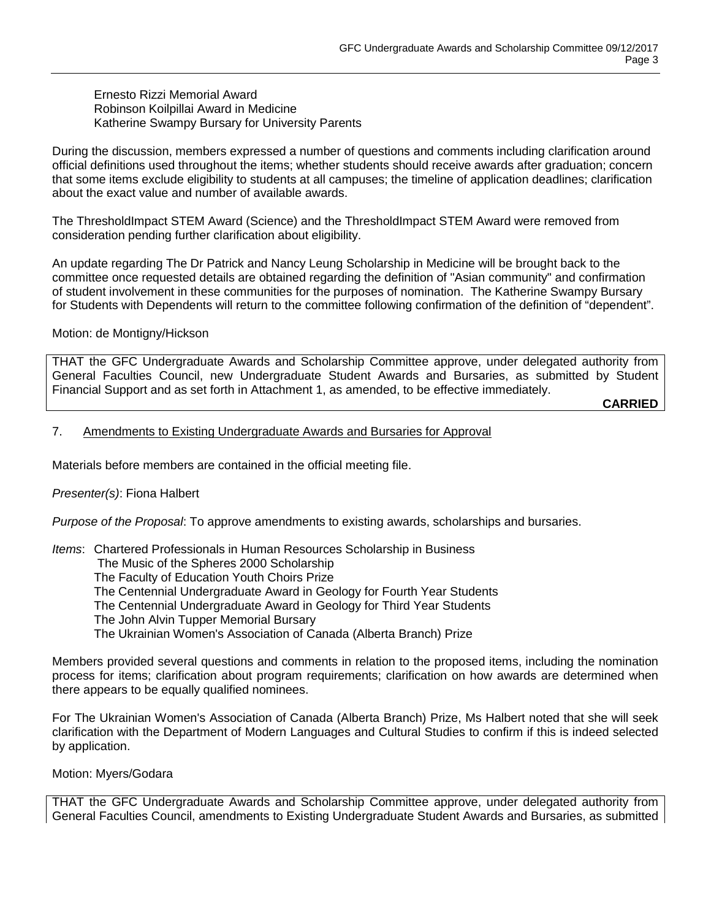Ernesto Rizzi Memorial Award
Robinson Koilpillai Award in Medicine
Katherine Swampy Bursary for University Parents

During the discussion, members expressed a number of questions and comments including clarification around official definitions used throughout the items; whether students should receive awards after graduation; concern that some items exclude eligibility to students at all campuses; the timeline of application deadlines; clarification about the exact value and number of available awards.

The ThresholdImpact STEM Award (Science) and the ThresholdImpact STEM Award were removed from consideration pending further clarification about eligibility.

An update regarding The Dr Patrick and Nancy Leung Scholarship in Medicine will be brought back to the committee once requested details are obtained regarding the definition of "Asian community" and confirmation of student involvement in these communities for the purposes of nomination. The Katherine Swampy Bursary for Students with Dependents will return to the committee following confirmation of the definition of "dependent".

Motion: de Montigny/Hickson

THAT the GFC Undergraduate Awards and Scholarship Committee approve, under delegated authority from General Faculties Council, new Undergraduate Student Awards and Bursaries, as submitted by Student Financial Support and as set forth in Attachment 1, as amended, to be effective immediately.

**CARRIED**

7. Amendments to Existing Undergraduate Awards and Bursaries for Approval

Materials before members are contained in the official meeting file.

*Presenter(s)*: Fiona Halbert

*Purpose of the Proposal*: To approve amendments to existing awards, scholarships and bursaries.

*Items*: Chartered Professionals in Human Resources Scholarship in Business
The Music of the Spheres 2000 Scholarship
The Faculty of Education Youth Choirs Prize
The Centennial Undergraduate Award in Geology for Fourth Year Students
The Centennial Undergraduate Award in Geology for Third Year Students
The John Alvin Tupper Memorial Bursary
The Ukrainian Women's Association of Canada (Alberta Branch) Prize

Members provided several questions and comments in relation to the proposed items, including the nomination process for items; clarification about program requirements; clarification on how awards are determined when there appears to be equally qualified nominees.

For The Ukrainian Women's Association of Canada (Alberta Branch) Prize, Ms Halbert noted that she will seek clarification with the Department of Modern Languages and Cultural Studies to confirm if this is indeed selected by application.

Motion: Myers/Godara

THAT the GFC Undergraduate Awards and Scholarship Committee approve, under delegated authority from General Faculties Council, amendments to Existing Undergraduate Student Awards and Bursaries, as submitted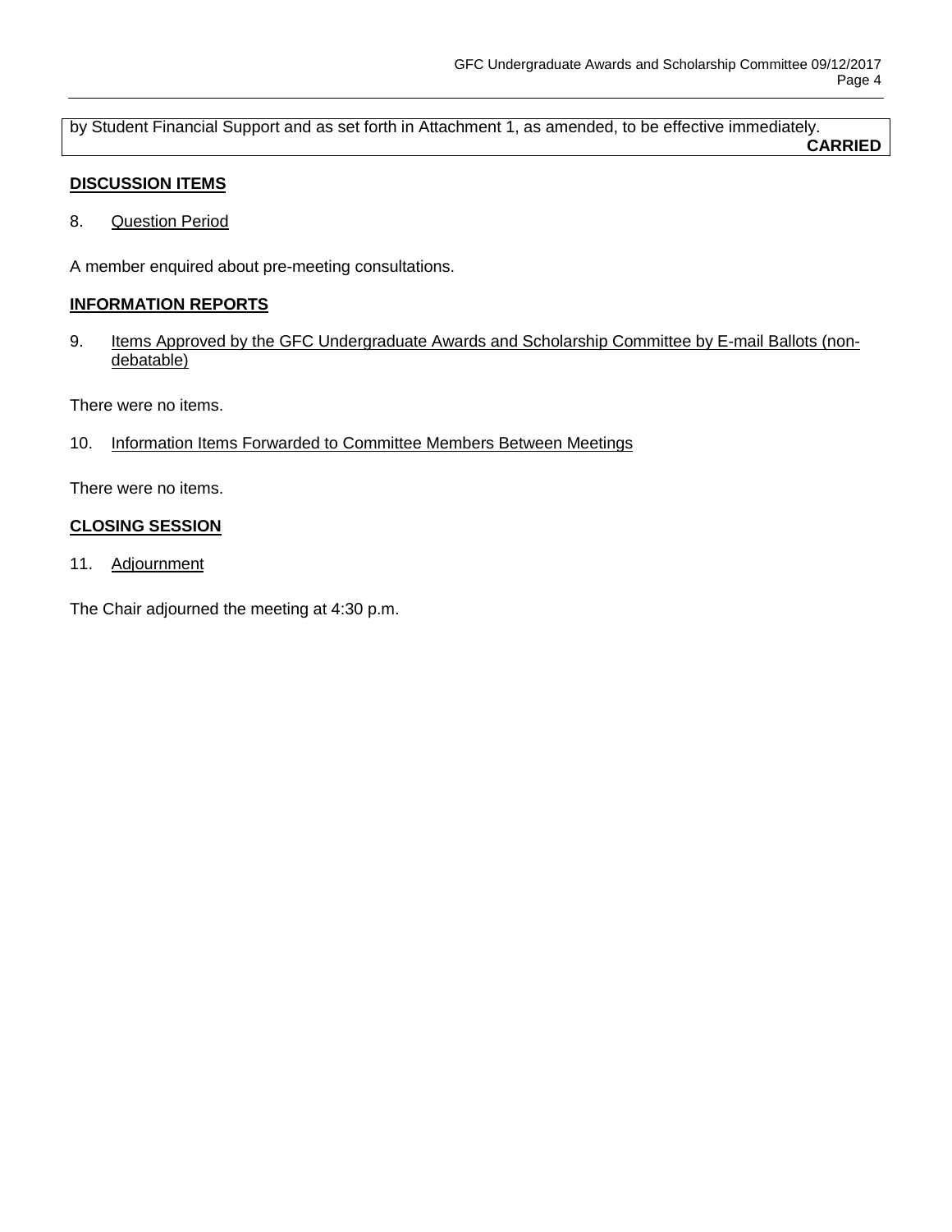by Student Financial Support and as set forth in Attachment 1, as amended, to be effective immediately.

**CARRIED**

## DISCUSSION ITEMS

8. Question Period

A member enquired about pre-meeting consultations.

## INFORMATION REPORTS

9. Items Approved by the GFC Undergraduate Awards and Scholarship Committee by E-mail Ballots (non-debatable)

There were no items.

10. Information Items Forwarded to Committee Members Between Meetings

There were no items.

## CLOSING SESSION

11. Adjournment

The Chair adjourned the meeting at 4:30 p.m.